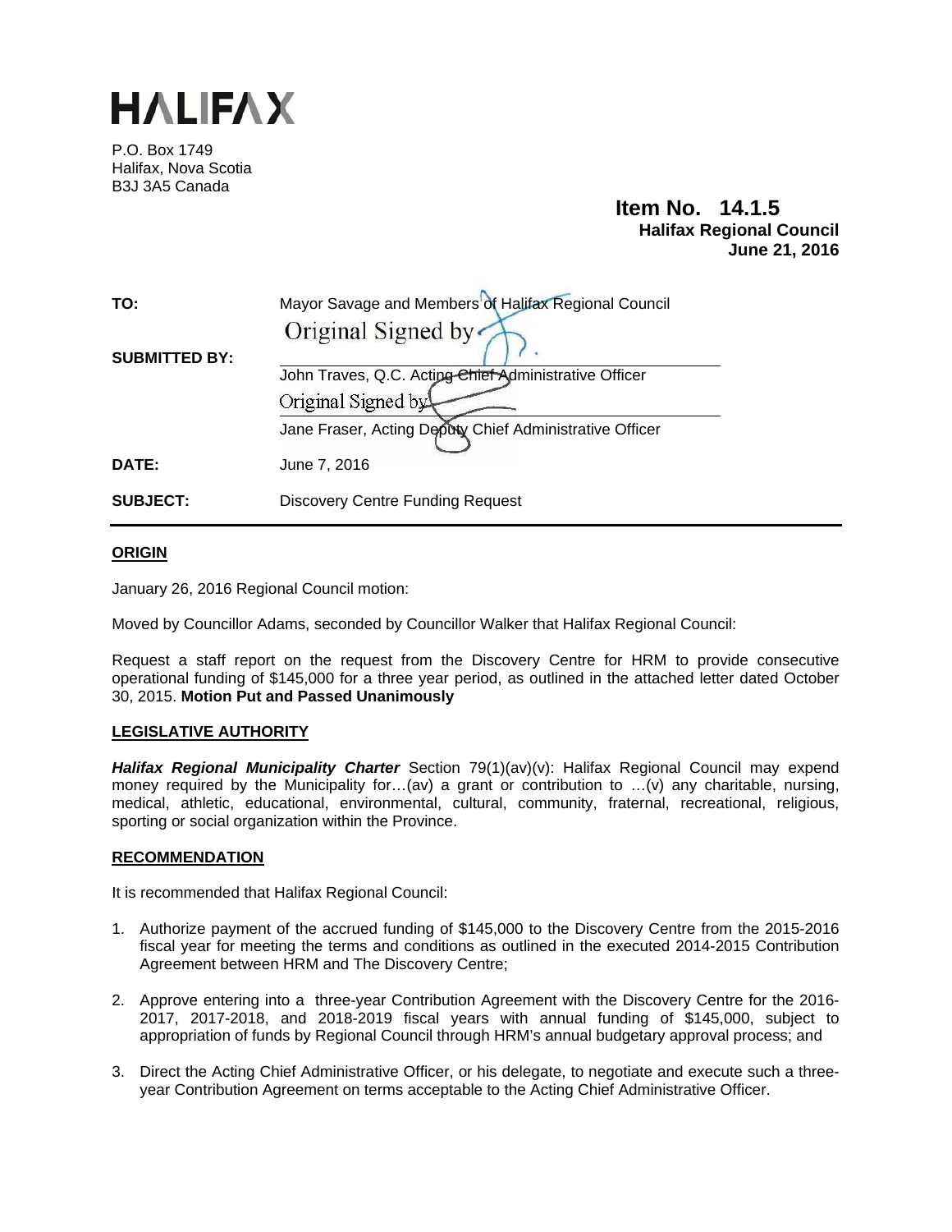# HALIFAX

P.O. Box 1749
Halifax, Nova Scotia
B3J 3A5 Canada

**Item No. 14.1.5**
**Halifax Regional Council**
**June 21, 2016**

| | |
|---|---|
| **TO:** | Mayor Savage and Members of Halifax Regional Council |
| **SUBMITTED BY:** | Original Signed by<br>John Traves, Q.C. Acting Chief Administrative Officer<br>Original Signed by<br>Jane Fraser, Acting Deputy Chief Administrative Officer |
| **DATE:** | June 7, 2016 |
| **SUBJECT:** | Discovery Centre Funding Request |

## ORIGIN

January 26, 2016 Regional Council motion:

Moved by Councillor Adams, seconded by Councillor Walker that Halifax Regional Council:

Request a staff report on the request from the Discovery Centre for HRM to provide consecutive operational funding of $145,000 for a three year period, as outlined in the attached letter dated October 30, 2015. **Motion Put and Passed Unanimously**

## LEGISLATIVE AUTHORITY

***Halifax Regional Municipality Charter*** Section 79(1)(av)(v): Halifax Regional Council may expend money required by the Municipality for…(av) a grant or contribution to …(v) any charitable, nursing, medical, athletic, educational, environmental, cultural, community, fraternal, recreational, religious, sporting or social organization within the Province.

## RECOMMENDATION

It is recommended that Halifax Regional Council:

1. Authorize payment of the accrued funding of $145,000 to the Discovery Centre from the 2015-2016 fiscal year for meeting the terms and conditions as outlined in the executed 2014-2015 Contribution Agreement between HRM and The Discovery Centre;
2. Approve entering into a three-year Contribution Agreement with the Discovery Centre for the 2016-2017, 2017-2018, and 2018-2019 fiscal years with annual funding of $145,000, subject to appropriation of funds by Regional Council through HRM's annual budgetary approval process; and
3. Direct the Acting Chief Administrative Officer, or his delegate, to negotiate and execute such a three-year Contribution Agreement on terms acceptable to the Acting Chief Administrative Officer.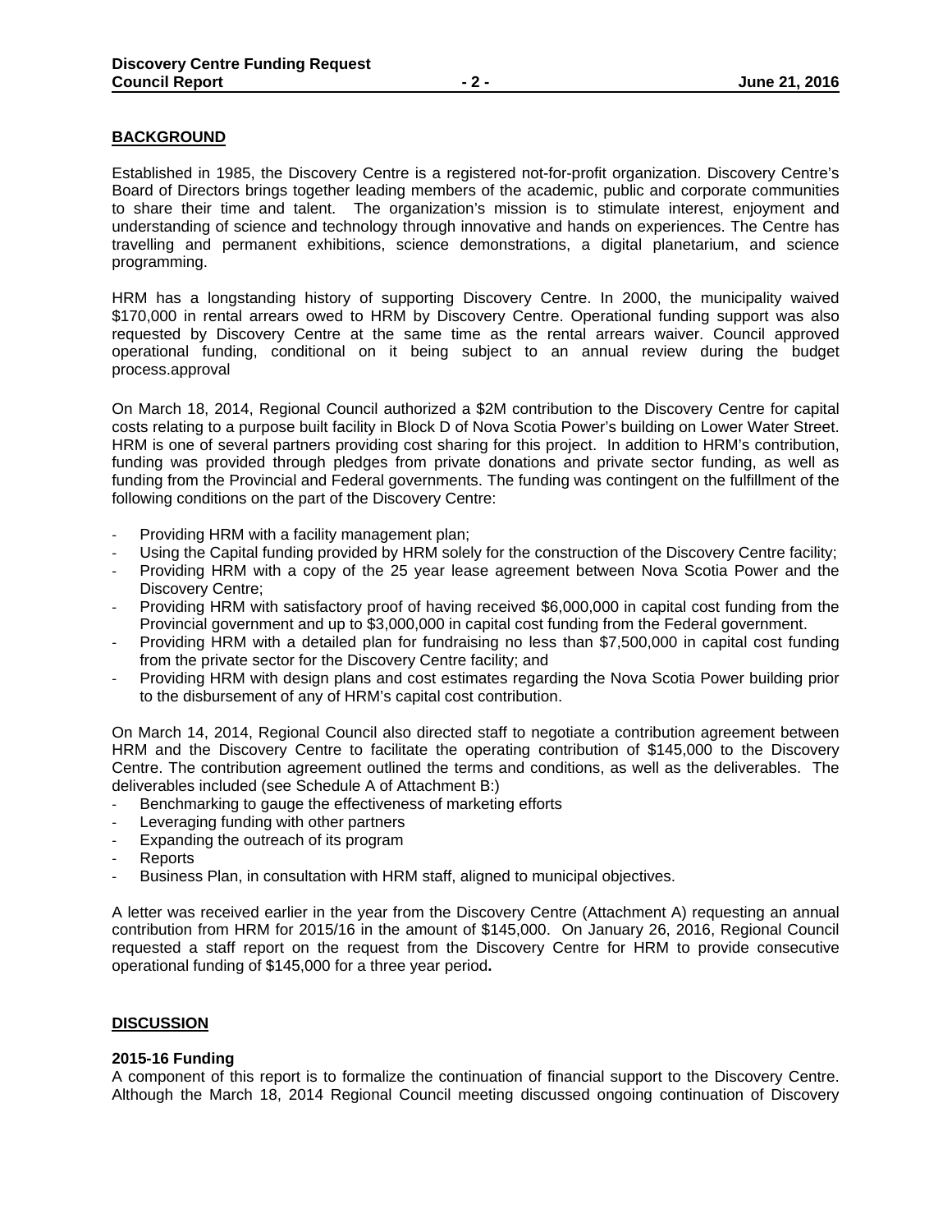## BACKGROUND

Established in 1985, the Discovery Centre is a registered not-for-profit organization. Discovery Centre's Board of Directors brings together leading members of the academic, public and corporate communities to share their time and talent. The organization's mission is to stimulate interest, enjoyment and understanding of science and technology through innovative and hands on experiences. The Centre has travelling and permanent exhibitions, science demonstrations, a digital planetarium, and science programming.

HRM has a longstanding history of supporting Discovery Centre. In 2000, the municipality waived $170,000 in rental arrears owed to HRM by Discovery Centre. Operational funding support was also requested by Discovery Centre at the same time as the rental arrears waiver. Council approved operational funding, conditional on it being subject to an annual review during the budget process.approval

On March 18, 2014, Regional Council authorized a $2M contribution to the Discovery Centre for capital costs relating to a purpose built facility in Block D of Nova Scotia Power's building on Lower Water Street. HRM is one of several partners providing cost sharing for this project. In addition to HRM's contribution, funding was provided through pledges from private donations and private sector funding, as well as funding from the Provincial and Federal governments. The funding was contingent on the fulfillment of the following conditions on the part of the Discovery Centre:

- Providing HRM with a facility management plan;
- Using the Capital funding provided by HRM solely for the construction of the Discovery Centre facility;
- Providing HRM with a copy of the 25 year lease agreement between Nova Scotia Power and the Discovery Centre;
- Providing HRM with satisfactory proof of having received $6,000,000 in capital cost funding from the Provincial government and up to $3,000,000 in capital cost funding from the Federal government.
- Providing HRM with a detailed plan for fundraising no less than $7,500,000 in capital cost funding from the private sector for the Discovery Centre facility; and
- Providing HRM with design plans and cost estimates regarding the Nova Scotia Power building prior to the disbursement of any of HRM's capital cost contribution.

On March 14, 2014, Regional Council also directed staff to negotiate a contribution agreement between HRM and the Discovery Centre to facilitate the operating contribution of $145,000 to the Discovery Centre. The contribution agreement outlined the terms and conditions, as well as the deliverables. The deliverables included (see Schedule A of Attachment B:)

- Benchmarking to gauge the effectiveness of marketing efforts
- Leveraging funding with other partners
- Expanding the outreach of its program
- Reports
- Business Plan, in consultation with HRM staff, aligned to municipal objectives.

A letter was received earlier in the year from the Discovery Centre (Attachment A) requesting an annual contribution from HRM for 2015/16 in the amount of $145,000. On January 26, 2016, Regional Council requested a staff report on the request from the Discovery Centre for HRM to provide consecutive operational funding of $145,000 for a three year period**.**

## DISCUSSION

**2015-16 Funding**

A component of this report is to formalize the continuation of financial support to the Discovery Centre. Although the March 18, 2014 Regional Council meeting discussed ongoing continuation of Discovery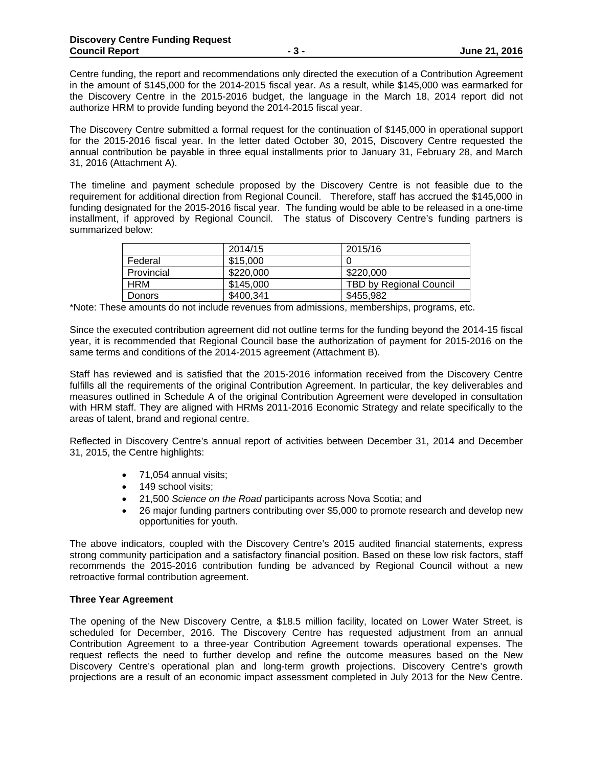Centre funding, the report and recommendations only directed the execution of a Contribution Agreement in the amount of $145,000 for the 2014-2015 fiscal year. As a result, while $145,000 was earmarked for the Discovery Centre in the 2015-2016 budget, the language in the March 18, 2014 report did not authorize HRM to provide funding beyond the 2014-2015 fiscal year.

The Discovery Centre submitted a formal request for the continuation of $145,000 in operational support for the 2015-2016 fiscal year. In the letter dated October 30, 2015, Discovery Centre requested the annual contribution be payable in three equal installments prior to January 31, February 28, and March 31, 2016 (Attachment A).

The timeline and payment schedule proposed by the Discovery Centre is not feasible due to the requirement for additional direction from Regional Council. Therefore, staff has accrued the $145,000 in funding designated for the 2015-2016 fiscal year. The funding would be able to be released in a one-time installment, if approved by Regional Council. The status of Discovery Centre's funding partners is summarized below:

| | 2014/15 | 2015/16 |
|---|---|---|
| Federal | $15,000 | 0 |
| Provincial | $220,000 | $220,000 |
| HRM | $145,000 | TBD by Regional Council |
| Donors | $400,341 | $455,982 |

*Note: These amounts do not include revenues from admissions, memberships, programs, etc.

Since the executed contribution agreement did not outline terms for the funding beyond the 2014-15 fiscal year, it is recommended that Regional Council base the authorization of payment for 2015-2016 on the same terms and conditions of the 2014-2015 agreement (Attachment B).

Staff has reviewed and is satisfied that the 2015-2016 information received from the Discovery Centre fulfills all the requirements of the original Contribution Agreement. In particular, the key deliverables and measures outlined in Schedule A of the original Contribution Agreement were developed in consultation with HRM staff. They are aligned with HRMs 2011-2016 Economic Strategy and relate specifically to the areas of talent, brand and regional centre.

Reflected in Discovery Centre's annual report of activities between December 31, 2014 and December 31, 2015, the Centre highlights:

- 71,054 annual visits;
- 149 school visits;
- 21,500 *Science on the Road* participants across Nova Scotia; and
- 26 major funding partners contributing over $5,000 to promote research and develop new opportunities for youth.

The above indicators, coupled with the Discovery Centre's 2015 audited financial statements, express strong community participation and a satisfactory financial position. Based on these low risk factors, staff recommends the 2015-2016 contribution funding be advanced by Regional Council without a new retroactive formal contribution agreement.

**Three Year Agreement**

The opening of the New Discovery Centre, a $18.5 million facility, located on Lower Water Street, is scheduled for December, 2016. The Discovery Centre has requested adjustment from an annual Contribution Agreement to a three-year Contribution Agreement towards operational expenses. The request reflects the need to further develop and refine the outcome measures based on the New Discovery Centre's operational plan and long-term growth projections. Discovery Centre's growth projections are a result of an economic impact assessment completed in July 2013 for the New Centre.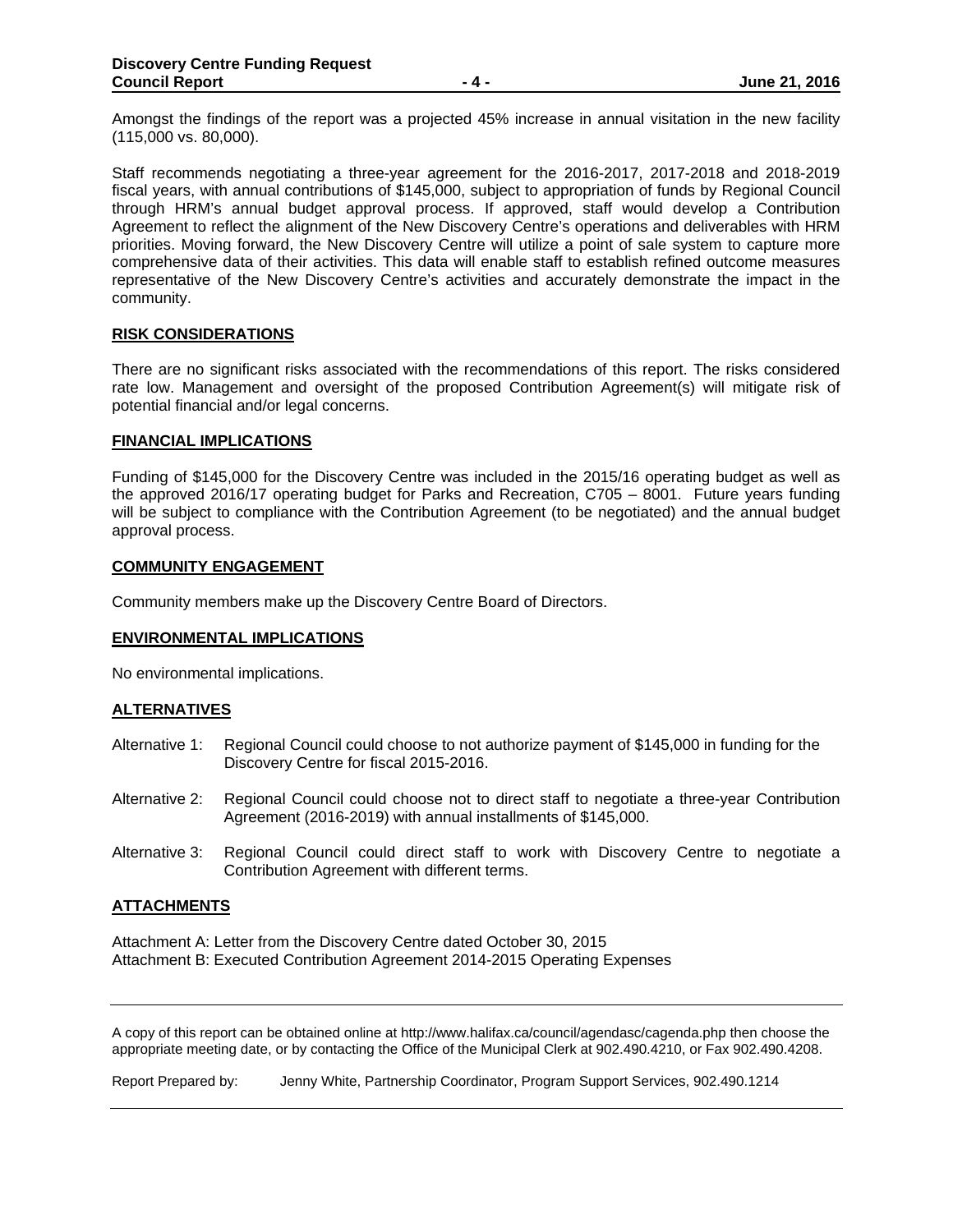Amongst the findings of the report was a projected 45% increase in annual visitation in the new facility (115,000 vs. 80,000).

Staff recommends negotiating a three-year agreement for the 2016-2017, 2017-2018 and 2018-2019 fiscal years, with annual contributions of $145,000, subject to appropriation of funds by Regional Council through HRM's annual budget approval process. If approved, staff would develop a Contribution Agreement to reflect the alignment of the New Discovery Centre's operations and deliverables with HRM priorities. Moving forward, the New Discovery Centre will utilize a point of sale system to capture more comprehensive data of their activities. This data will enable staff to establish refined outcome measures representative of the New Discovery Centre's activities and accurately demonstrate the impact in the community.

## RISK CONSIDERATIONS

There are no significant risks associated with the recommendations of this report. The risks considered rate low. Management and oversight of the proposed Contribution Agreement(s) will mitigate risk of potential financial and/or legal concerns.

## FINANCIAL IMPLICATIONS

Funding of $145,000 for the Discovery Centre was included in the 2015/16 operating budget as well as the approved 2016/17 operating budget for Parks and Recreation, C705 – 8001. Future years funding will be subject to compliance with the Contribution Agreement (to be negotiated) and the annual budget approval process.

## COMMUNITY ENGAGEMENT

Community members make up the Discovery Centre Board of Directors.

## ENVIRONMENTAL IMPLICATIONS

No environmental implications.

## ALTERNATIVES

Alternative 1: Regional Council could choose to not authorize payment of $145,000 in funding for the Discovery Centre for fiscal 2015-2016.

Alternative 2: Regional Council could choose not to direct staff to negotiate a three-year Contribution Agreement (2016-2019) with annual installments of $145,000.

Alternative 3: Regional Council could direct staff to work with Discovery Centre to negotiate a Contribution Agreement with different terms.

## ATTACHMENTS

Attachment A: Letter from the Discovery Centre dated October 30, 2015
Attachment B: Executed Contribution Agreement 2014-2015 Operating Expenses

---

A copy of this report can be obtained online at http://www.halifax.ca/council/agendasc/cagenda.php then choose the appropriate meeting date, or by contacting the Office of the Municipal Clerk at 902.490.4210, or Fax 902.490.4208.

Report Prepared by: Jenny White, Partnership Coordinator, Program Support Services, 902.490.1214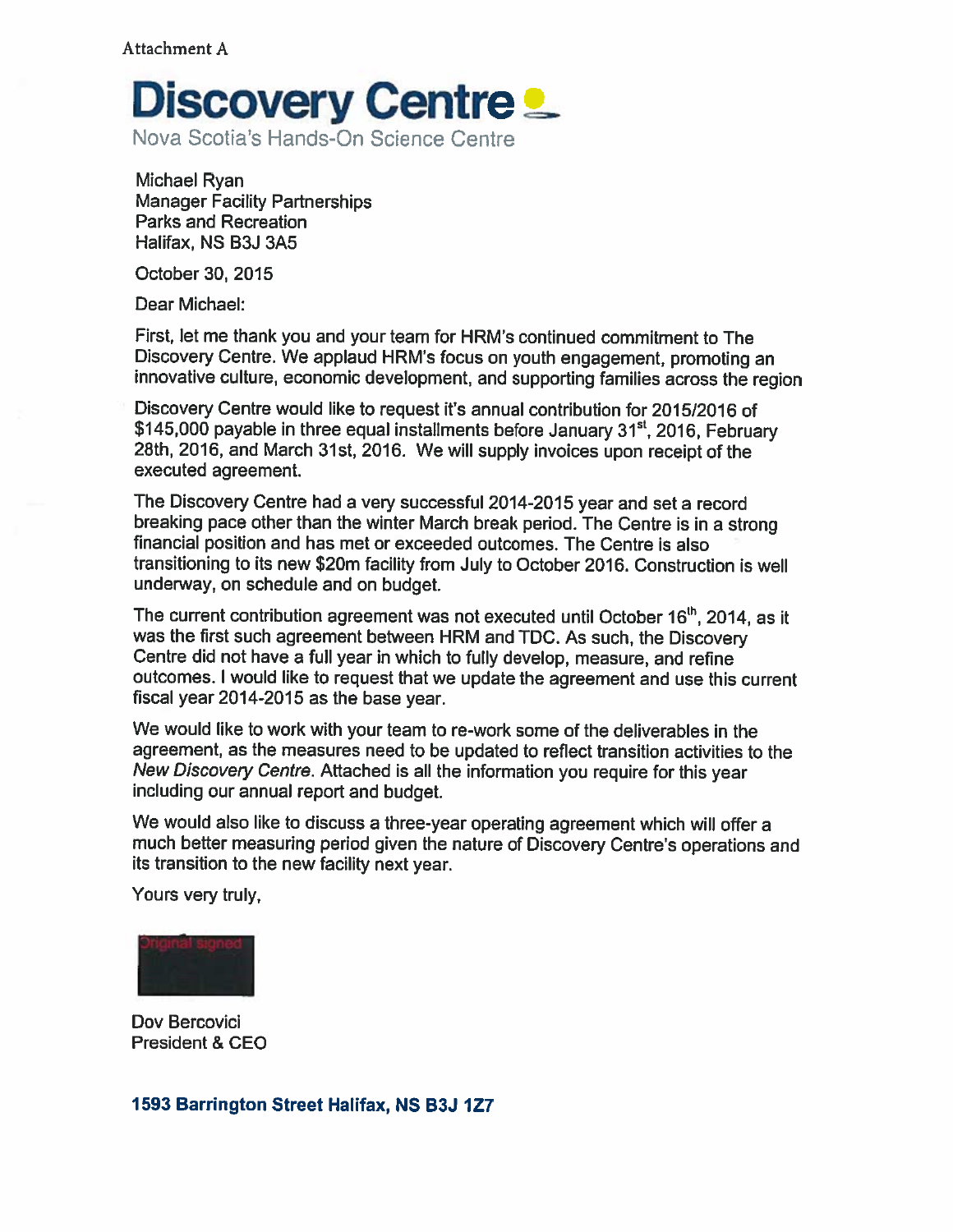Attachment A

# Discovery Centre

Nova Scotia's Hands-On Science Centre

Michael Ryan
Manager Facility Partnerships
Parks and Recreation
Halifax, NS B3J 3A5

October 30, 2015

Dear Michael:

First, let me thank you and your team for HRM's continued commitment to The Discovery Centre. We applaud HRM's focus on youth engagement, promoting an innovative culture, economic development, and supporting families across the region

Discovery Centre would like to request it's annual contribution for 2015/2016 of $145,000 payable in three equal installments before January 31st, 2016, February 28th, 2016, and March 31st, 2016. We will supply invoices upon receipt of the executed agreement.

The Discovery Centre had a very successful 2014-2015 year and set a record breaking pace other than the winter March break period. The Centre is in a strong financial position and has met or exceeded outcomes. The Centre is also transitioning to its new $20m facility from July to October 2016. Construction is well underway, on schedule and on budget.

The current contribution agreement was not executed until October 16th, 2014, as it was the first such agreement between HRM and TDC. As such, the Discovery Centre did not have a full year in which to fully develop, measure, and refine outcomes. I would like to request that we update the agreement and use this current fiscal year 2014-2015 as the base year.

We would like to work with your team to re-work some of the deliverables in the agreement, as the measures need to be updated to reflect transition activities to the *New Discovery Centre*. Attached is all the information you require for this year including our annual report and budget.

We would also like to discuss a three-year operating agreement which will offer a much better measuring period given the nature of Discovery Centre's operations and its transition to the new facility next year.

Yours very truly,

Original signed

Dov Bercovici
President & CEO

**1593 Barrington Street Halifax, NS B3J 1Z7**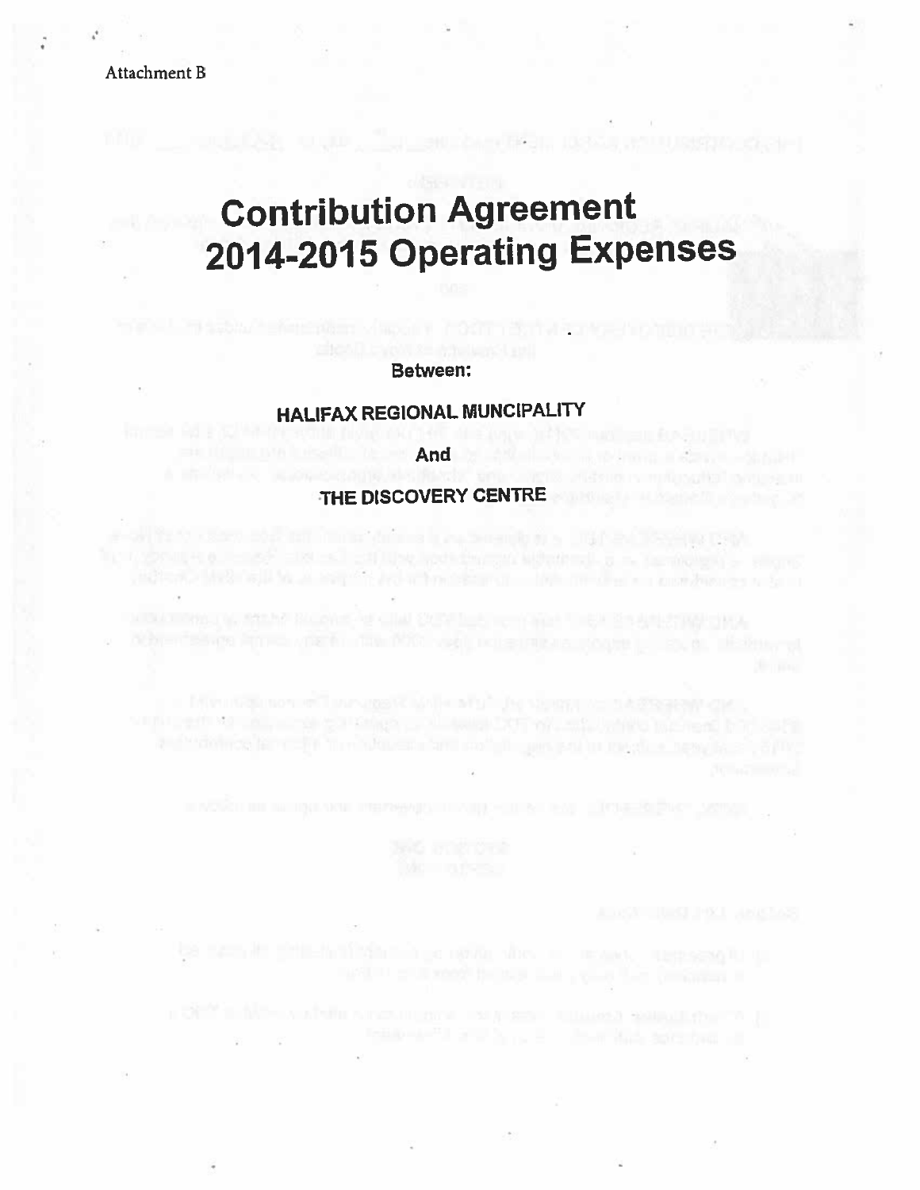Attachment B

# Contribution Agreement
# 2014-2015 Operating Expenses

**Between:**

**HALIFAX REGIONAL MUNCIPALITY**

**And**

**THE DISCOVERY CENTRE**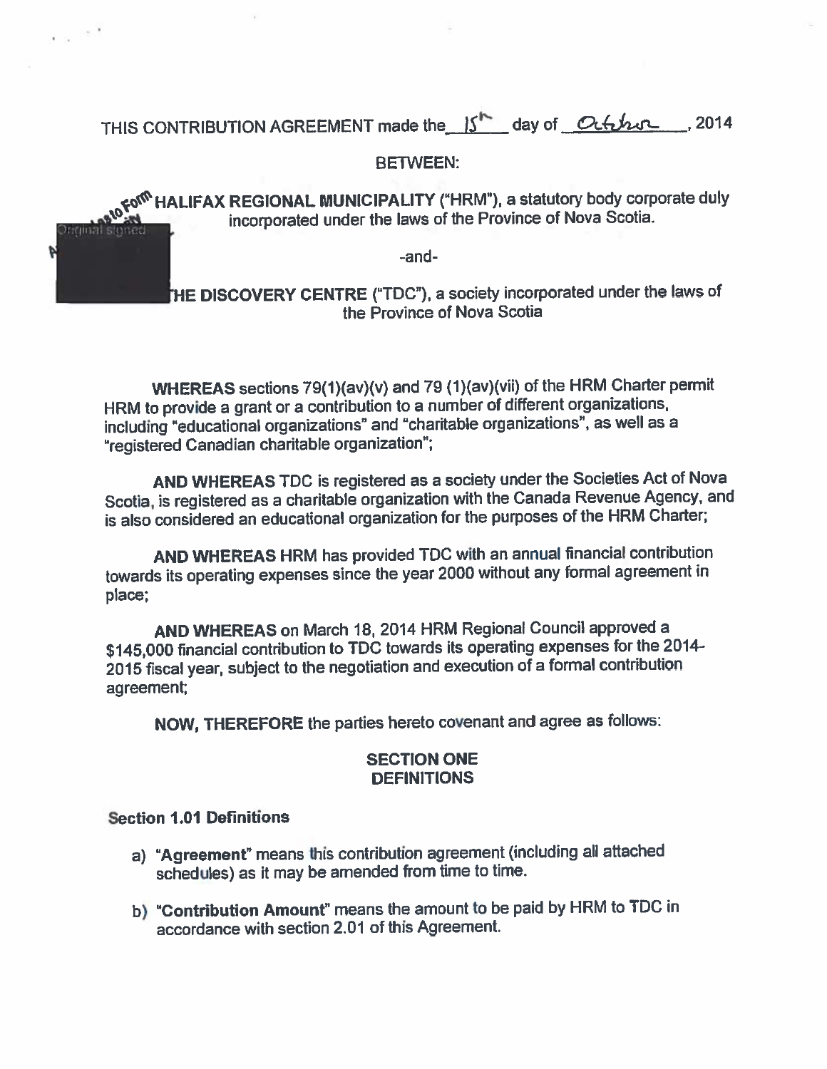THIS CONTRIBUTION AGREEMENT made the 15th day of October, 2014

BETWEEN:

HALIFAX REGIONAL MUNICIPALITY ("HRM"), a statutory body corporate duly incorporated under the laws of the Province of Nova Scotia.

-and-

THE DISCOVERY CENTRE ("TDC"), a society incorporated under the laws of the Province of Nova Scotia

**WHEREAS** sections 79(1)(av)(v) and 79 (1)(av)(vii) of the HRM Charter permit HRM to provide a grant or a contribution to a number of different organizations, including "educational organizations" and "charitable organizations", as well as a "registered Canadian charitable organization";

**AND WHEREAS** TDC is registered as a society under the Societies Act of Nova Scotia, is registered as a charitable organization with the Canada Revenue Agency, and is also considered an educational organization for the purposes of the HRM Charter;

**AND WHEREAS** HRM has provided TDC with an annual financial contribution towards its operating expenses since the year 2000 without any formal agreement in place;

**AND WHEREAS** on March 18, 2014 HRM Regional Council approved a $145,000 financial contribution to TDC towards its operating expenses for the 2014-2015 fiscal year, subject to the negotiation and execution of a formal contribution agreement;

**NOW, THEREFORE** the parties hereto covenant and agree as follows:

## SECTION ONE DEFINITIONS

### Section 1.01 Definitions

a) **"Agreement"** means this contribution agreement (including all attached schedules) as it may be amended from time to time.

b) **"Contribution Amount"** means the amount to be paid by HRM to TDC in accordance with section 2.01 of this Agreement.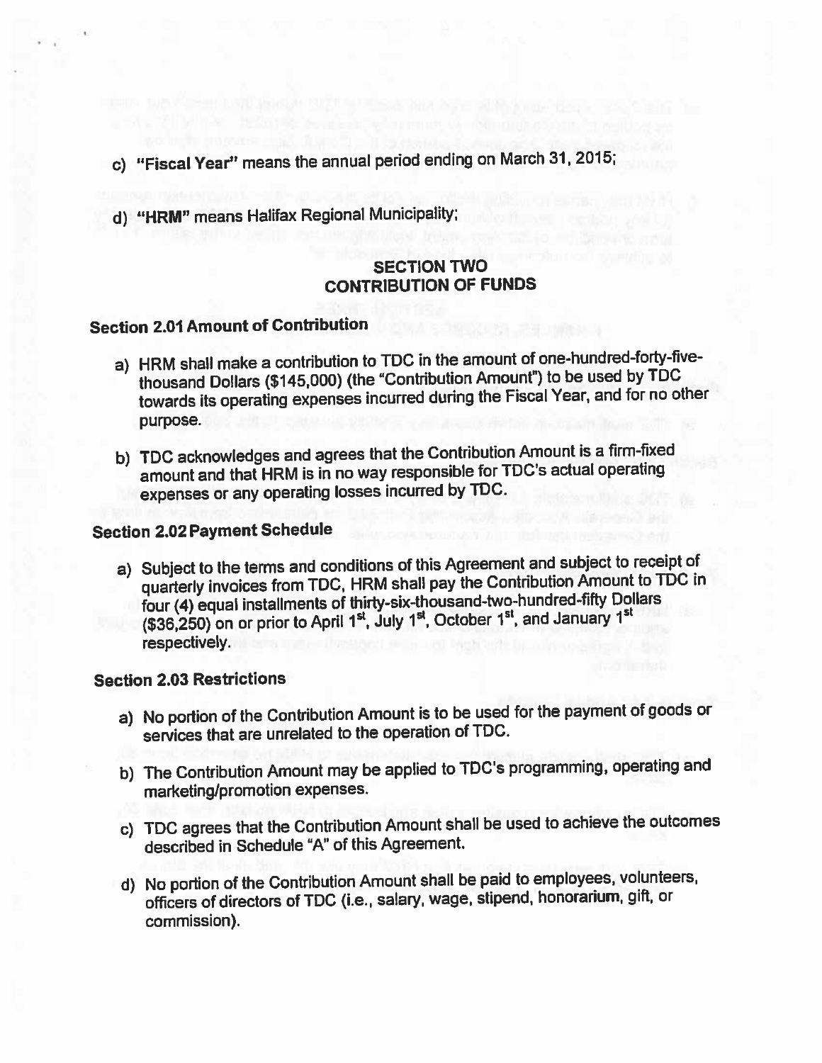c) **"Fiscal Year"** means the annual period ending on March 31, 2015;

d) **"HRM"** means Halifax Regional Municipality;

## SECTION TWO
## CONTRIBUTION OF FUNDS

### Section 2.01 Amount of Contribution

a) HRM shall make a contribution to TDC in the amount of one-hundred-forty-five-thousand Dollars ($145,000) (the "Contribution Amount") to be used by TDC towards its operating expenses incurred during the Fiscal Year, and for no other purpose.

b) TDC acknowledges and agrees that the Contribution Amount is a firm-fixed amount and that HRM is in no way responsible for TDC's actual operating expenses or any operating losses incurred by TDC.

### Section 2.02 Payment Schedule

a) Subject to the terms and conditions of this Agreement and subject to receipt of quarterly invoices from TDC, HRM shall pay the Contribution Amount to TDC in four (4) equal installments of thirty-six-thousand-two-hundred-fifty Dollars ($36,250) on or prior to April 1st, July 1st, October 1st, and January 1st respectively.

### Section 2.03 Restrictions

a) No portion of the Contribution Amount is to be used for the payment of goods or services that are unrelated to the operation of TDC.

b) The Contribution Amount may be applied to TDC's programming, operating and marketing/promotion expenses.

c) TDC agrees that the Contribution Amount shall be used to achieve the outcomes described in Schedule "A" of this Agreement.

d) No portion of the Contribution Amount shall be paid to employees, volunteers, officers of directors of TDC (i.e., salary, wage, stipend, honorarium, gift, or commission).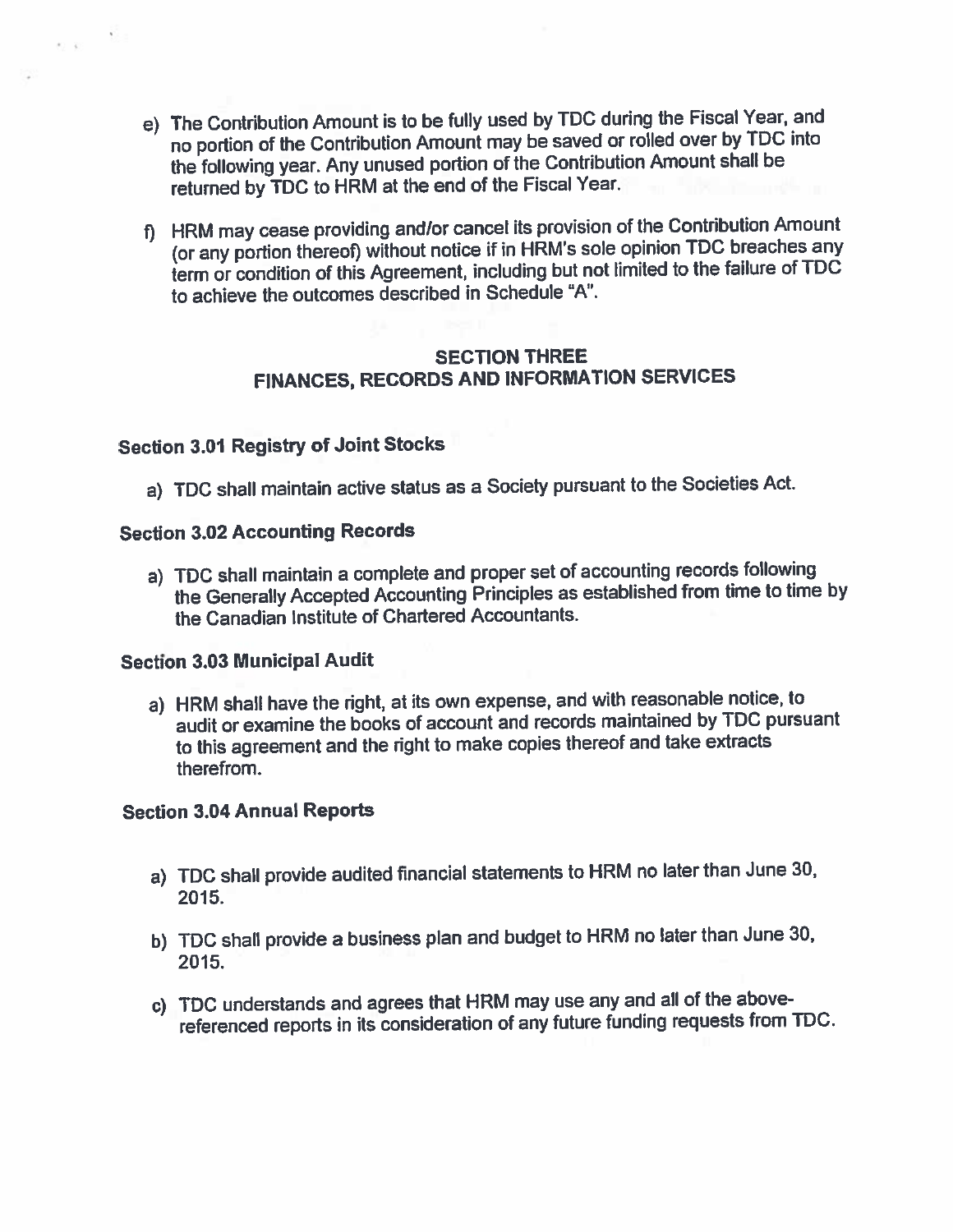e) The Contribution Amount is to be fully used by TDC during the Fiscal Year, and no portion of the Contribution Amount may be saved or rolled over by TDC into the following year. Any unused portion of the Contribution Amount shall be returned by TDC to HRM at the end of the Fiscal Year.

f) HRM may cease providing and/or cancel its provision of the Contribution Amount (or any portion thereof) without notice if in HRM's sole opinion TDC breaches any term or condition of this Agreement, including but not limited to the failure of TDC to achieve the outcomes described in Schedule "A".

## SECTION THREE
## FINANCES, RECORDS AND INFORMATION SERVICES

### Section 3.01 Registry of Joint Stocks

a) TDC shall maintain active status as a Society pursuant to the Societies Act.

### Section 3.02 Accounting Records

a) TDC shall maintain a complete and proper set of accounting records following the Generally Accepted Accounting Principles as established from time to time by the Canadian Institute of Chartered Accountants.

### Section 3.03 Municipal Audit

a) HRM shall have the right, at its own expense, and with reasonable notice, to audit or examine the books of account and records maintained by TDC pursuant to this agreement and the right to make copies thereof and take extracts therefrom.

### Section 3.04 Annual Reports

a) TDC shall provide audited financial statements to HRM no later than June 30, 2015.

b) TDC shall provide a business plan and budget to HRM no later than June 30, 2015.

c) TDC understands and agrees that HRM may use any and all of the above-referenced reports in its consideration of any future funding requests from TDC.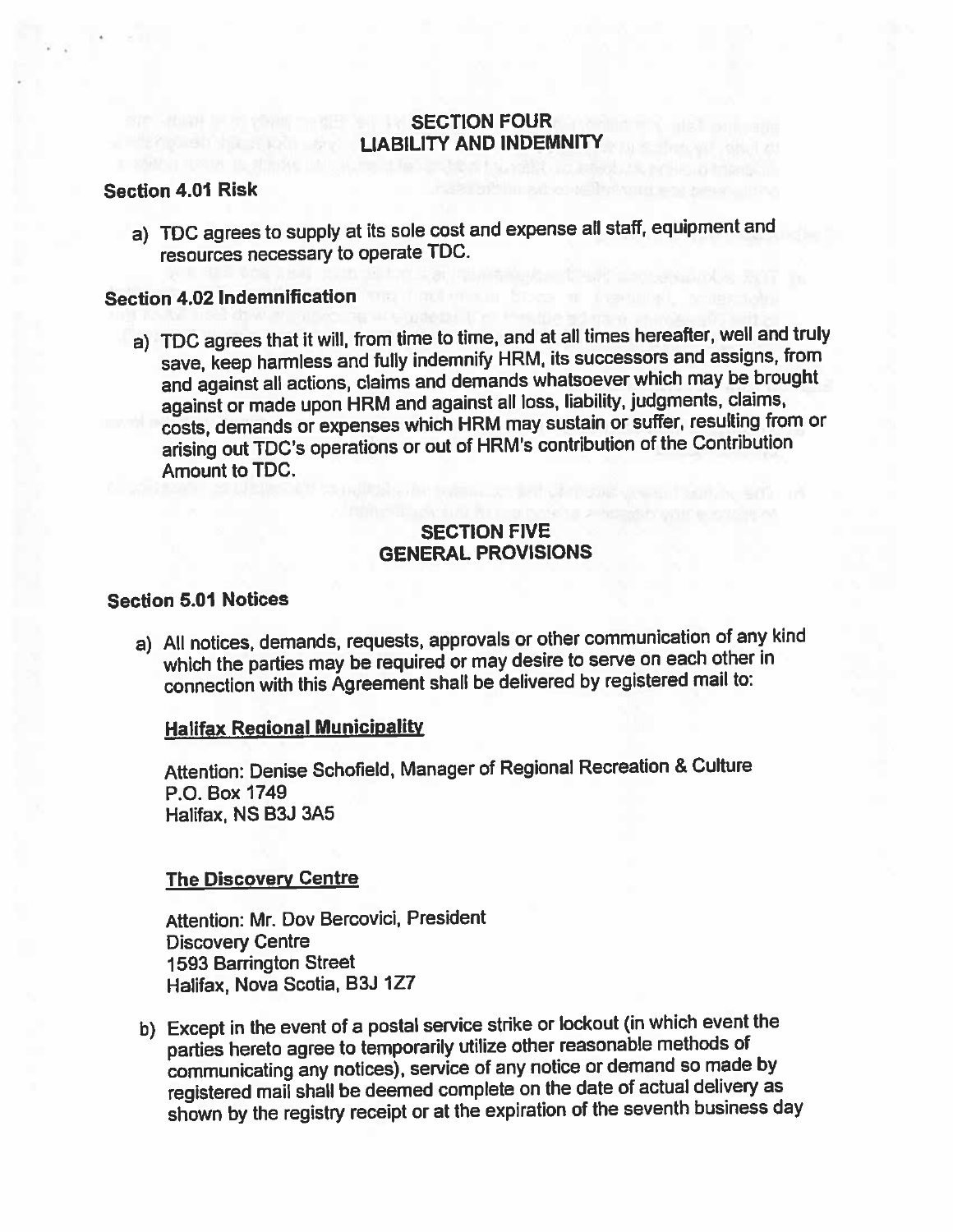## SECTION FOUR
## LIABILITY AND INDEMNITY

### Section 4.01 Risk

a) TDC agrees to supply at its sole cost and expense all staff, equipment and resources necessary to operate TDC.

### Section 4.02 Indemnification

a) TDC agrees that it will, from time to time, and at all times hereafter, well and truly save, keep harmless and fully indemnify HRM, its successors and assigns, from and against all actions, claims and demands whatsoever which may be brought against or made upon HRM and against all loss, liability, judgments, claims, costs, demands or expenses which HRM may sustain or suffer, resulting from or arising out TDC's operations or out of HRM's contribution of the Contribution Amount to TDC.

## SECTION FIVE
## GENERAL PROVISIONS

### Section 5.01 Notices

a) All notices, demands, requests, approvals or other communication of any kind which the parties may be required or may desire to serve on each other in connection with this Agreement shall be delivered by registered mail to:

   <u>Halifax Regional Municipality</u>

   Attention: Denise Schofield, Manager of Regional Recreation & Culture
   P.O. Box 1749
   Halifax, NS B3J 3A5

   <u>The Discovery Centre</u>

   Attention: Mr. Dov Bercovici, President
   Discovery Centre
   1593 Barrington Street
   Halifax, Nova Scotia, B3J 1Z7

b) Except in the event of a postal service strike or lockout (in which event the parties hereto agree to temporarily utilize other reasonable methods of communicating any notices), service of any notice or demand so made by registered mail shall be deemed complete on the date of actual delivery as shown by the registry receipt or at the expiration of the seventh business day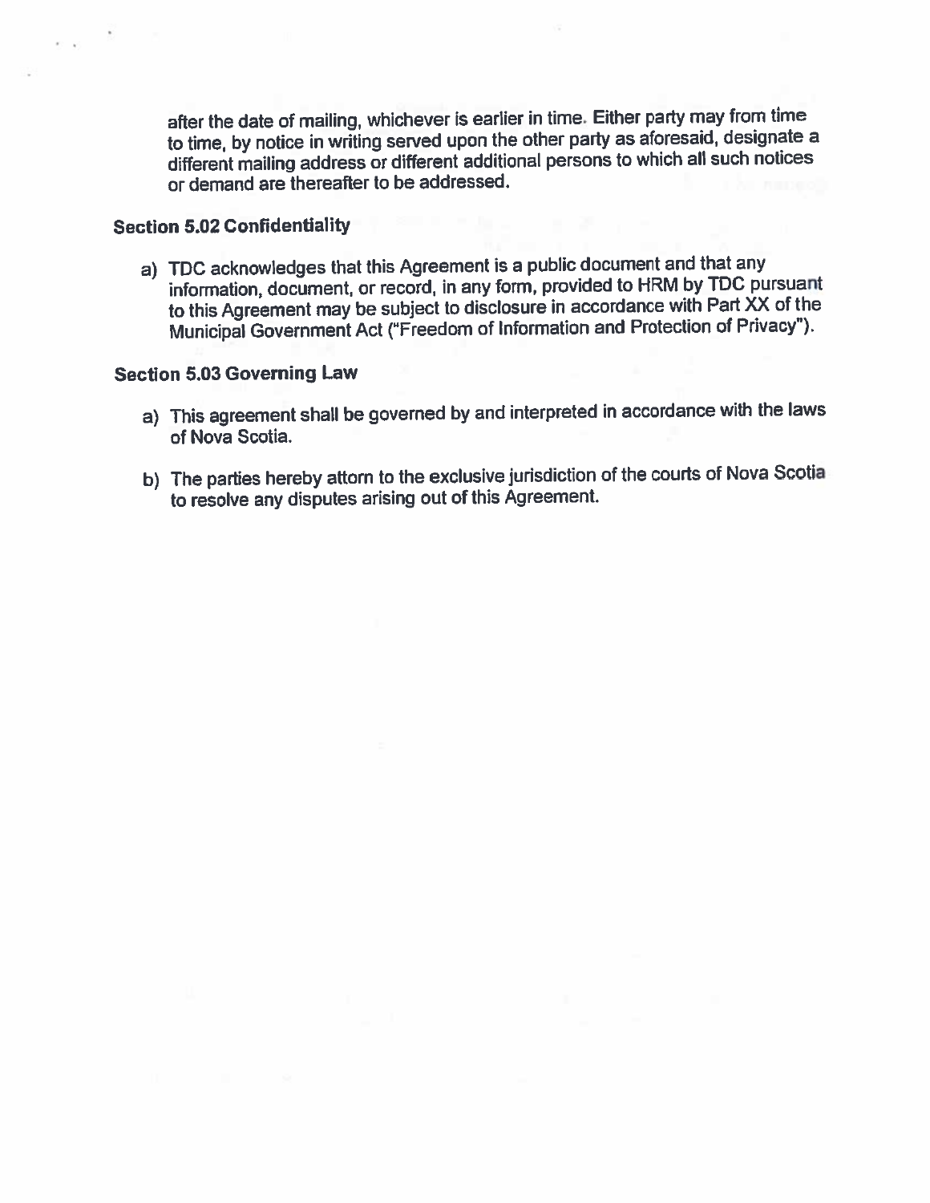after the date of mailing, whichever is earlier in time. Either party may from time to time, by notice in writing served upon the other party as aforesaid, designate a different mailing address or different additional persons to which all such notices or demand are thereafter to be addressed.

### Section 5.02 Confidentiality

a) TDC acknowledges that this Agreement is a public document and that any information, document, or record, in any form, provided to HRM by TDC pursuant to this Agreement may be subject to disclosure in accordance with Part XX of the Municipal Government Act ("Freedom of Information and Protection of Privacy").

### Section 5.03 Governing Law

a) This agreement shall be governed by and interpreted in accordance with the laws of Nova Scotia.

b) The parties hereby attorn to the exclusive jurisdiction of the courts of Nova Scotia to resolve any disputes arising out of this Agreement.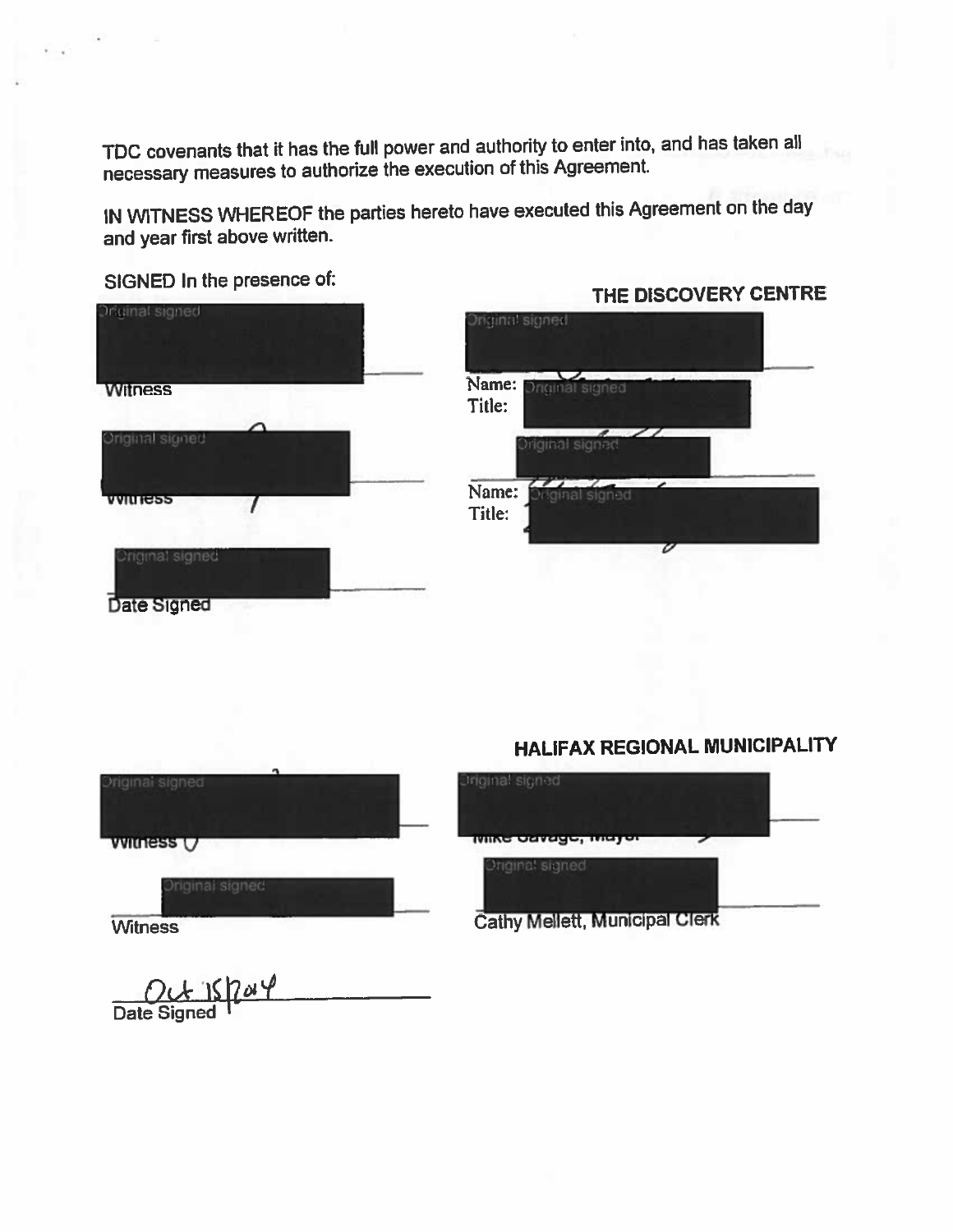TDC covenants that it has the full power and authority to enter into, and has taken all necessary measures to authorize the execution of this Agreement.

IN WITNESS WHEREOF the parties hereto have executed this Agreement on the day and year first above written.

SIGNED In the presence of:

**THE DISCOVERY CENTRE**

Original signed
Witness

Original signed
Name: Original signed
Title:

Original signed
Witness

Original signed
Name: Original signed
Title:

Original signed
Date Signed

**HALIFAX REGIONAL MUNICIPALITY**

Original signed
Witness

Original signed
Mike Savage, Mayor

Original signed
Witness

Original signed
Cathy Mellett, Municipal Clerk

Oct 15/2014
Date Signed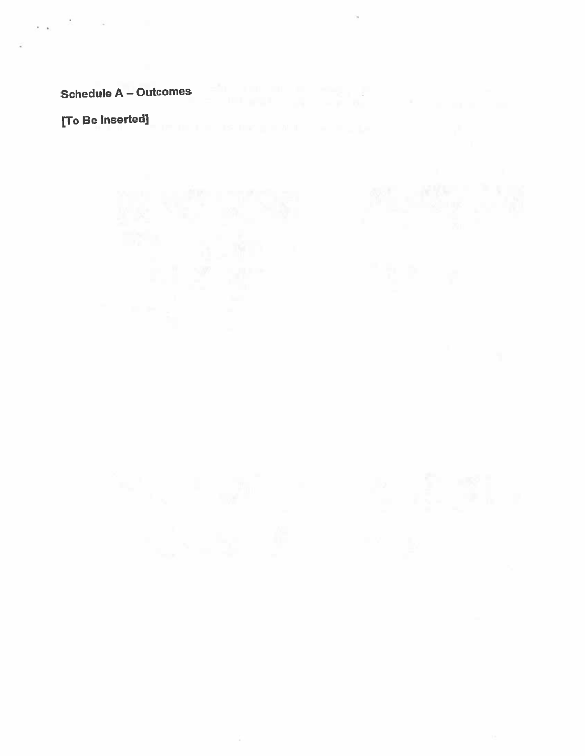**Schedule A – Outcomes**

**[To Be Inserted]**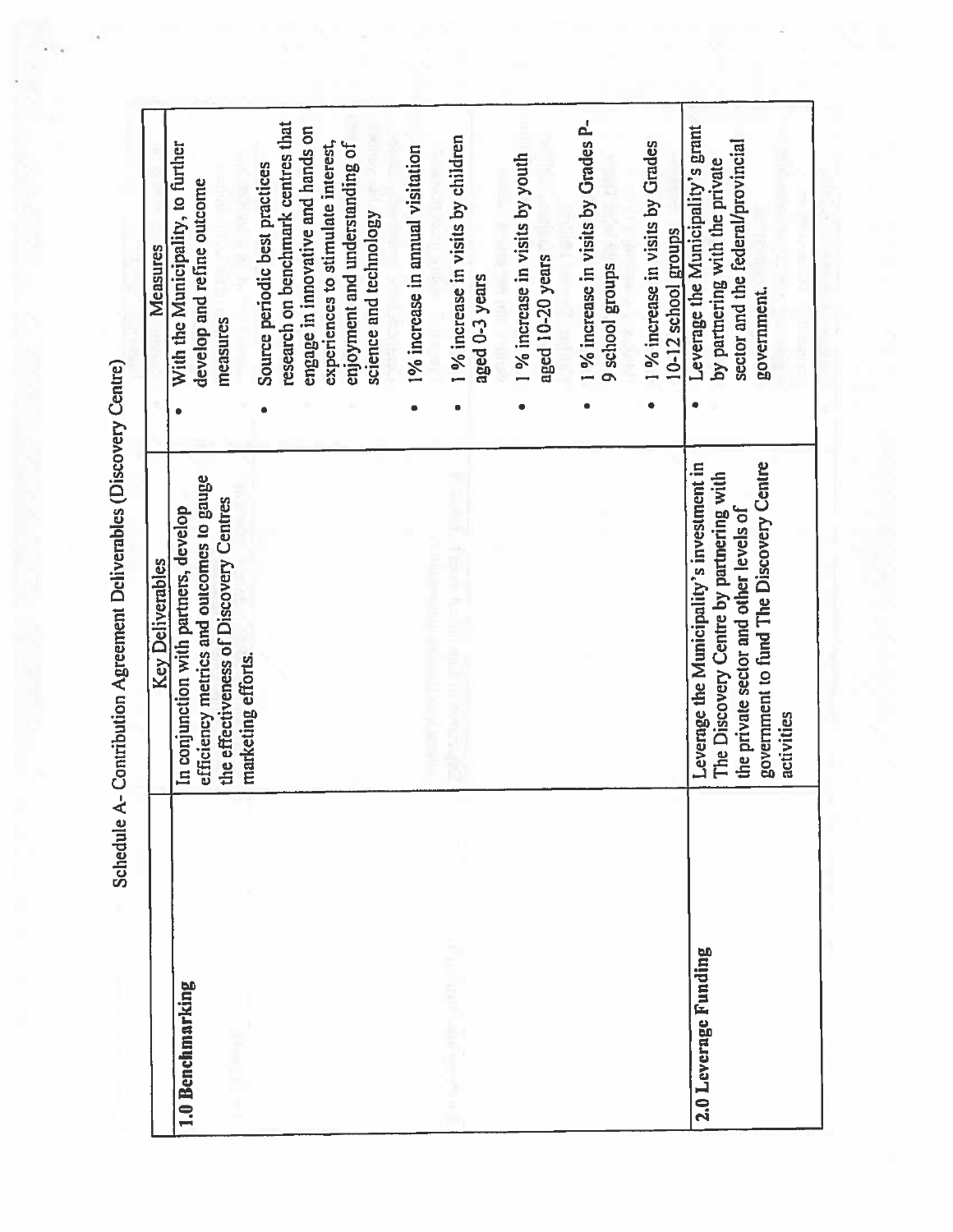# Schedule A- Contribution Agreement Deliverables (Discovery Centre)

| | Key Deliverables | Measures |
|---|---|---|
| **1.0 Benchmarking** | In conjunction with partners, develop efficiency metrics and outcomes to gauge the effectiveness of Discovery Centres marketing efforts. | • With the Municipality, to further develop and refine outcome measures<br>• Source periodic best practices research on benchmark centres that engage in innovative and hands on experiences to stimulate interest, enjoyment and understanding of science and technology<br>• 1% increase in annual visitation<br>• 1 % increase in visits by children aged 0-3 years<br>• 1 % increase in visits by youth aged 10-20 years<br>• 1 % increase in visits by Grades P-9 school groups<br>• 1 % increase in visits by Grades 10-12 school groups |
| **2.0 Leverage Funding** | Leverage the Municipality's investment in The Discovery Centre by partnering with the private sector and other levels of government to fund The Discovery Centre activities | • Leverage the Municipality's grant by partnering with the private sector and the federal/provincial government. |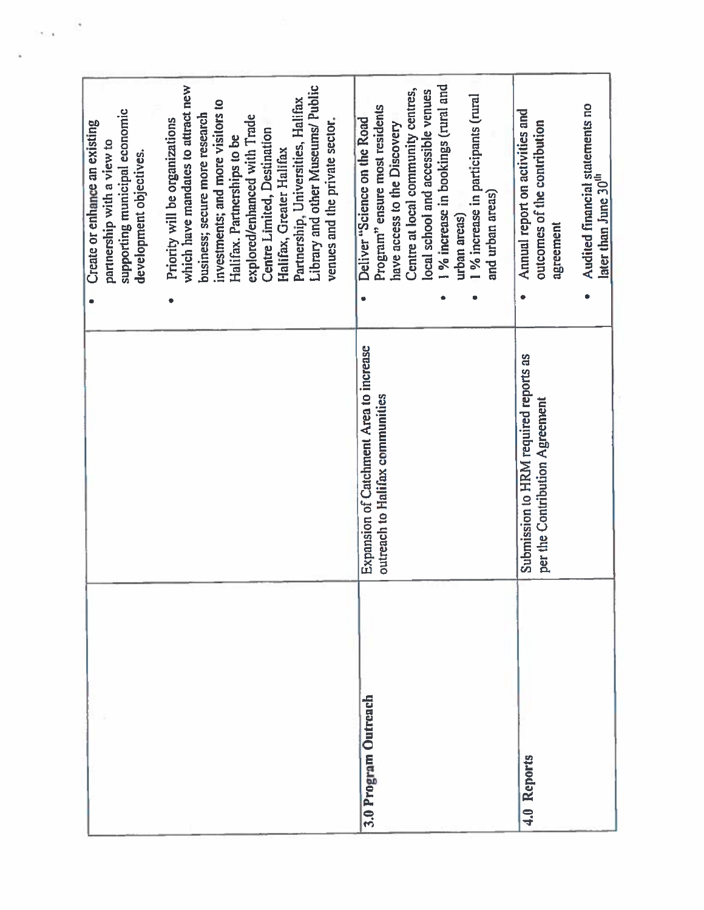| | | |
|---|---|---|
| | | • Create or enhance an existing partnership with a view to supporting municipal economic development objectives.<br><br>• Priority will be organizations which have mandates to attract new business; secure more research investments; and more visitors to Halifax. Partnerships to be explored/enhanced with Trade Centre Limited, Destination Halifax, Greater Halifax Partnership, Universities, Halifax Library and other Museums/ Public venues and the private sector. |
| **3.0 Program Outreach** | Expansion of Catchment Area to increase outreach to Halifax communities | • Deliver "Science on the Road Program" ensure most residents have access to the Discovery Centre at local community centres, local school and accessible venues<br>• 1 % increase in bookings (rural and urban areas)<br>• 1 % increase in participants (rural and urban areas) |
| **4.0 Reports** | Submission to HRM required reports as per the Contribution Agreement | • Annual report on activities and outcomes of the contribution agreement<br><br>• Audited financial statements no later than June 30th |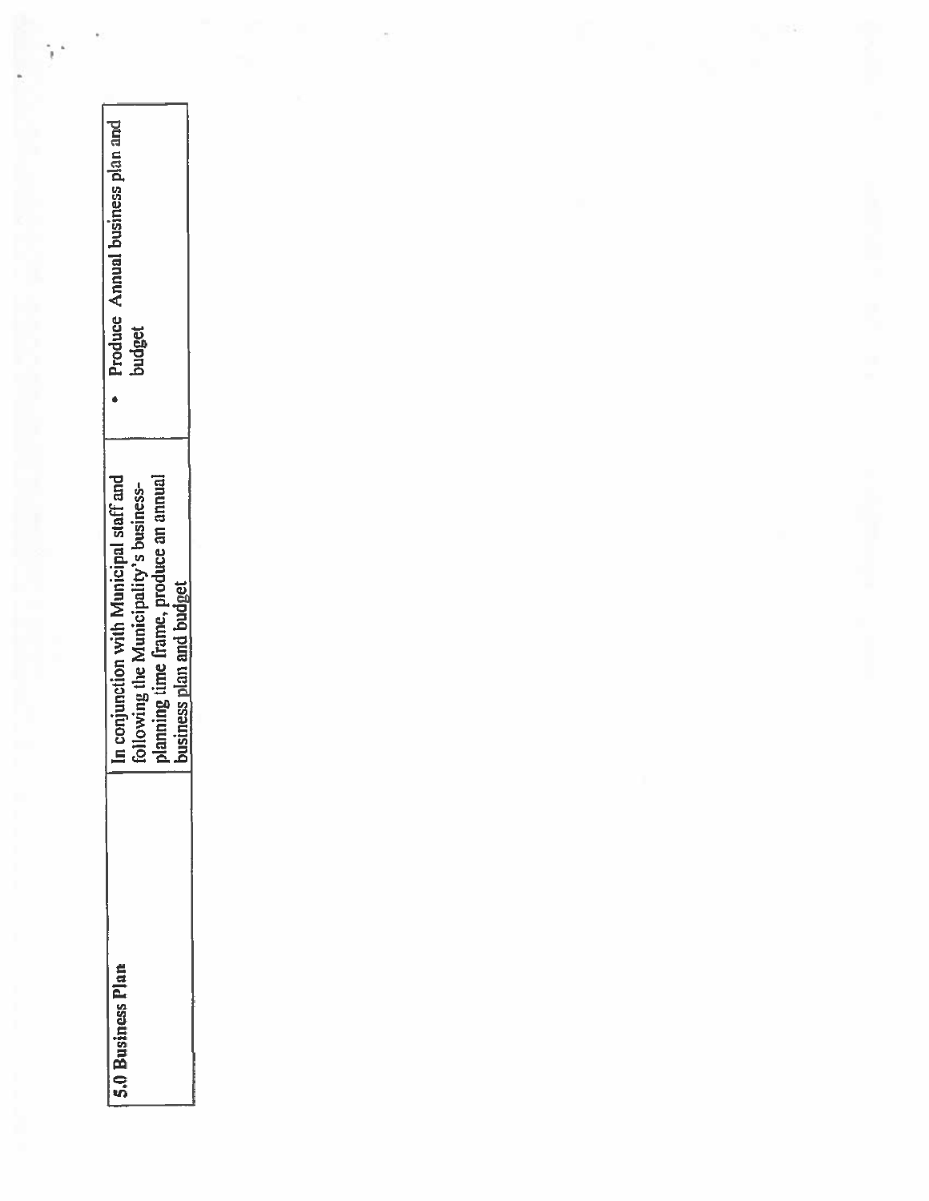| | | |
|---|---|---|
| **5.0 Business Plan** | In conjunction with Municipal staff and following the Municipality's business-planning time frame, produce an annual business plan and budget | • Produce Annual business plan and budget |